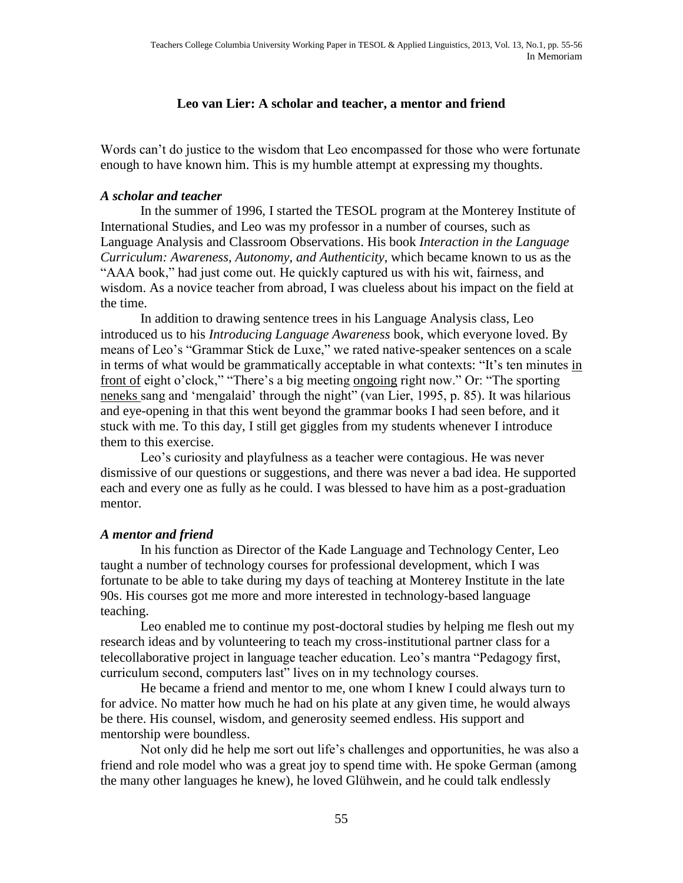## Leo van Lier: A scholar and teacher, a mentor and friend

Words can't do justice to the wisdom that Leo encompassed for those who were fortunate enough to have known him. This is my humble attempt at expressing my thoughts.

### *A scholar and teacher*

In the summer of 1996, I started the TESOL program at the Monterey Institute of International Studies, and Leo was my professor in a number of courses, such as Language Analysis and Classroom Observations. His book *Interaction in the Language Curriculum: Awareness, Autonomy, and Authenticity*, which became known to us as the "AAA book," had just come out. He quickly captured us with his wit, fairness, and wisdom. As a novice teacher from abroad, I was clueless about his impact on the field at the time.

In addition to drawing sentence trees in his Language Analysis class, Leo introduced us to his *Introducing Language Awareness* book, which everyone loved. By means of Leo's "Grammar Stick de Luxe," we rated native-speaker sentences on a scale in terms of what would be grammatically acceptable in what contexts: "It's ten minutes <u>in front of</u> eight o'clock," "There's a big meeting <u>ongoing</u> right now." Or: "The sporting <u>neneks</u> sang and 'mengalaid' through the night" (van Lier, 1995, p. 85). It was hilarious and eye-opening in that this went beyond the grammar books I had seen before, and it stuck with me. To this day, I still get giggles from my students whenever I introduce them to this exercise.

Leo's curiosity and playfulness as a teacher were contagious. He was never dismissive of our questions or suggestions, and there was never a bad idea. He supported each and every one as fully as he could. I was blessed to have him as a post-graduation mentor.

### *A mentor and friend*

In his function as Director of the Kade Language and Technology Center, Leo taught a number of technology courses for professional development, which I was fortunate to be able to take during my days of teaching at Monterey Institute in the late 90s. His courses got me more and more interested in technology-based language teaching.

Leo enabled me to continue my post-doctoral studies by helping me flesh out my research ideas and by volunteering to teach my cross-institutional partner class for a telecollaborative project in language teacher education. Leo's mantra "Pedagogy first, curriculum second, computers last" lives on in my technology courses.

He became a friend and mentor to me, one whom I knew I could always turn to for advice. No matter how much he had on his plate at any given time, he would always be there. His counsel, wisdom, and generosity seemed endless. His support and mentorship were boundless.

Not only did he help me sort out life's challenges and opportunities, he was also a friend and role model who was a great joy to spend time with. He spoke German (among the many other languages he knew), he loved Glühwein, and he could talk endlessly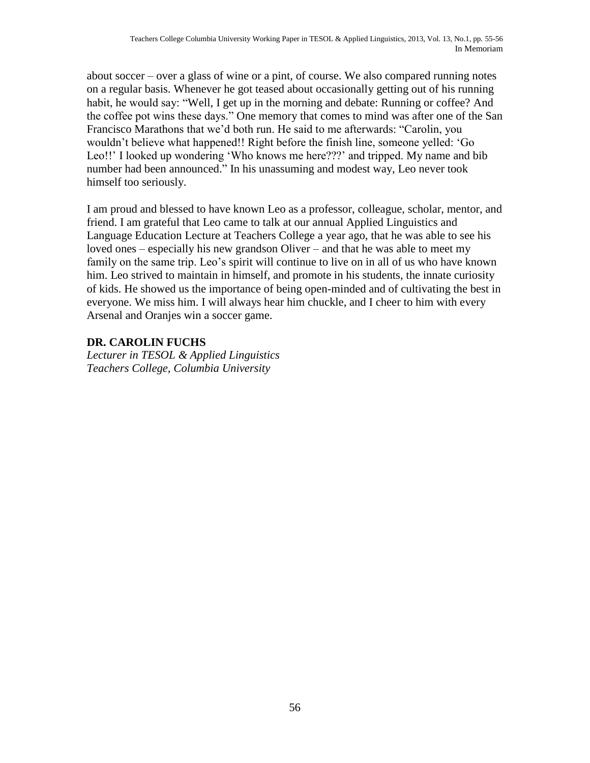about soccer – over a glass of wine or a pint, of course. We also compared running notes on a regular basis. Whenever he got teased about occasionally getting out of his running habit, he would say: "Well, I get up in the morning and debate: Running or coffee? And the coffee pot wins these days." One memory that comes to mind was after one of the San Francisco Marathons that we'd both run. He said to me afterwards: "Carolin, you wouldn't believe what happened!! Right before the finish line, someone yelled: 'Go Leo!!' I looked up wondering 'Who knows me here???' and tripped. My name and bib number had been announced." In his unassuming and modest way, Leo never took himself too seriously.

I am proud and blessed to have known Leo as a professor, colleague, scholar, mentor, and friend. I am grateful that Leo came to talk at our annual Applied Linguistics and Language Education Lecture at Teachers College a year ago, that he was able to see his loved ones – especially his new grandson Oliver – and that he was able to meet my family on the same trip. Leo's spirit will continue to live on in all of us who have known him. Leo strived to maintain in himself, and promote in his students, the innate curiosity of kids. He showed us the importance of being open-minded and of cultivating the best in everyone. We miss him. I will always hear him chuckle, and I cheer to him with every Arsenal and Oranjes win a soccer game.

**DR. CAROLIN FUCHS**
*Lecturer in TESOL & Applied Linguistics*
*Teachers College, Columbia University*